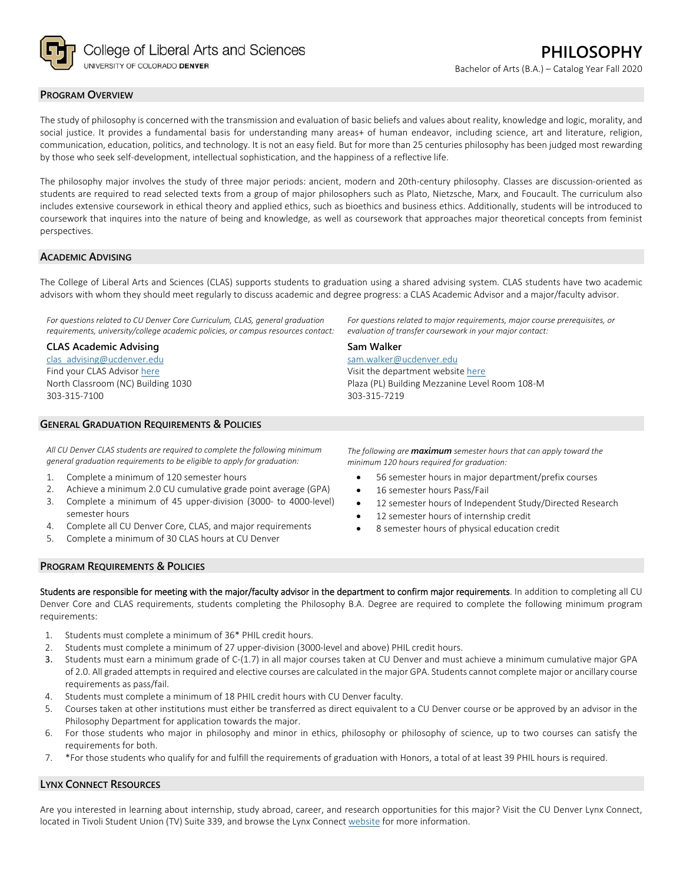College of Liberal Arts and Sciences
UNIVERSITY OF COLORADO DENVER

# PHILOSOPHY

Bachelor of Arts (B.A.) – Catalog Year Fall 2020

## PROGRAM OVERVIEW

The study of philosophy is concerned with the transmission and evaluation of basic beliefs and values about reality, knowledge and logic, morality, and social justice. It provides a fundamental basis for understanding many areas+ of human endeavor, including science, art and literature, religion, communication, education, politics, and technology. It is not an easy field. But for more than 25 centuries philosophy has been judged most rewarding by those who seek self-development, intellectual sophistication, and the happiness of a reflective life.

The philosophy major involves the study of three major periods: ancient, modern and 20th-century philosophy. Classes are discussion-oriented as students are required to read selected texts from a group of major philosophers such as Plato, Nietzsche, Marx, and Foucault. The curriculum also includes extensive coursework in ethical theory and applied ethics, such as bioethics and business ethics. Additionally, students will be introduced to coursework that inquires into the nature of being and knowledge, as well as coursework that approaches major theoretical concepts from feminist perspectives.

## ACADEMIC ADVISING

The College of Liberal Arts and Sciences (CLAS) supports students to graduation using a shared advising system. CLAS students have two academic advisors with whom they should meet regularly to discuss academic and degree progress: a CLAS Academic Advisor and a major/faculty advisor.

*For questions related to CU Denver Core Curriculum, CLAS, general graduation requirements, university/college academic policies, or campus resources contact:*

**CLAS Academic Advising**
clas_advising@ucdenver.edu
Find your CLAS Advisor here
North Classroom (NC) Building 1030
303-315-7100

*For questions related to major requirements, major course prerequisites, or evaluation of transfer coursework in your major contact:*

**Sam Walker**
sam.walker@ucdenver.edu
Visit the department website here
Plaza (PL) Building Mezzanine Level Room 108-M
303-315-7219

## GENERAL GRADUATION REQUIREMENTS & POLICIES

*All CU Denver CLAS students are required to complete the following minimum general graduation requirements to be eligible to apply for graduation:*

1. Complete a minimum of 120 semester hours
2. Achieve a minimum 2.0 CU cumulative grade point average (GPA)
3. Complete a minimum of 45 upper-division (3000- to 4000-level) semester hours
4. Complete all CU Denver Core, CLAS, and major requirements
5. Complete a minimum of 30 CLAS hours at CU Denver

*The following are **maximum** semester hours that can apply toward the minimum 120 hours required for graduation:*

- 56 semester hours in major department/prefix courses
- 16 semester hours Pass/Fail
- 12 semester hours of Independent Study/Directed Research
- 12 semester hours of internship credit
- 8 semester hours of physical education credit

## PROGRAM REQUIREMENTS & POLICIES

Students are responsible for meeting with the major/faculty advisor in the department to confirm major requirements. In addition to completing all CU Denver Core and CLAS requirements, students completing the Philosophy B.A. Degree are required to complete the following minimum program requirements:

1. Students must complete a minimum of 36* PHIL credit hours.
2. Students must complete a minimum of 27 upper-division (3000-level and above) PHIL credit hours.
3. Students must earn a minimum grade of C-(1.7) in all major courses taken at CU Denver and must achieve a minimum cumulative major GPA of 2.0. All graded attempts in required and elective courses are calculated in the major GPA. Students cannot complete major or ancillary course requirements as pass/fail.
4. Students must complete a minimum of 18 PHIL credit hours with CU Denver faculty.
5. Courses taken at other institutions must either be transferred as direct equivalent to a CU Denver course or be approved by an advisor in the Philosophy Department for application towards the major.
6. For those students who major in philosophy and minor in ethics, philosophy or philosophy of science, up to two courses can satisfy the requirements for both.
7. *For those students who qualify for and fulfill the requirements of graduation with Honors, a total of at least 39 PHIL hours is required.

## LYNX CONNECT RESOURCES

Are you interested in learning about internship, study abroad, career, and research opportunities for this major? Visit the CU Denver Lynx Connect, located in Tivoli Student Union (TV) Suite 339, and browse the Lynx Connect website for more information.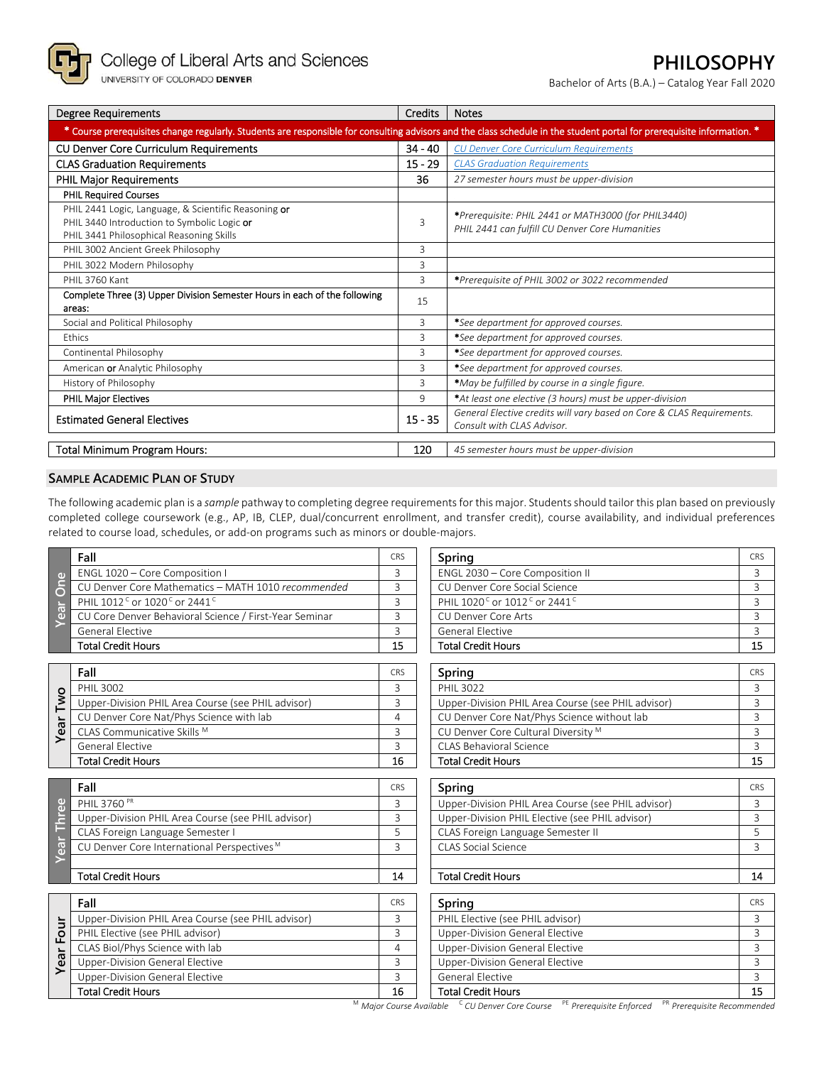# PHILOSOPHY

College of Liberal Arts and Sciences
UNIVERSITY OF COLORADO DENVER

Bachelor of Arts (B.A.) – Catalog Year Fall 2020

| Degree Requirements | Credits | Notes |
|---|---|---|
| * Course prerequisites change regularly. Students are responsible for consulting advisors and the class schedule in the student portal for prerequisite information. * | | |
| CU Denver Core Curriculum Requirements | 34 - 40 | *CU Denver Core Curriculum Requirements* |
| CLAS Graduation Requirements | 15 - 29 | *CLAS Graduation Requirements* |
| PHIL Major Requirements | 36 | *27 semester hours must be upper-division* |
| PHIL Required Courses | | |
| PHIL 2441 Logic, Language, & Scientific Reasoning **or** PHIL 3440 Introduction to Symbolic Logic **or** PHIL 3441 Philosophical Reasoning Skills | 3 | ***Prerequisite: PHIL 2441 or MATH3000 (for PHIL3440)** *PHIL 2441 can fulfill CU Denver Core Humanities* |
| PHIL 3002 Ancient Greek Philosophy | 3 | |
| PHIL 3022 Modern Philosophy | 3 | |
| PHIL 3760 Kant | 3 | **Prerequisite of PHIL 3002 or 3022 recommended* |
| Complete Three (3) Upper Division Semester Hours in each of the following areas: | 15 | |
| Social and Political Philosophy | 3 | **See department for approved courses.* |
| Ethics | 3 | **See department for approved courses.* |
| Continental Philosophy | 3 | **See department for approved courses.* |
| American **or** Analytic Philosophy | 3 | **See department for approved courses.* |
| History of Philosophy | 3 | **May be fulfilled by course in a single figure.* |
| PHIL Major Electives | 9 | **At least one elective (3 hours) must be upper-division* |
| Estimated General Electives | 15 - 35 | *General Elective credits will vary based on Core & CLAS Requirements. Consult with CLAS Advisor.* |
| Total Minimum Program Hours: | 120 | *45 semester hours must be upper-division* |

## Sample Academic Plan of Study

The following academic plan is a *sample* pathway to completing degree requirements for this major. Students should tailor this plan based on previously completed college coursework (e.g., AP, IB, CLEP, dual/concurrent enrollment, and transfer credit), course availability, and individual preferences related to course load, schedules, or add-on programs such as minors or double-majors.

### Year One

| Fall | CRS | Spring | CRS |
|---|---|---|---|
| ENGL 1020 – Core Composition I | 3 | ENGL 2030 – Core Composition II | 3 |
| CU Denver Core Mathematics – MATH 1010 *recommended* | 3 | CU Denver Core Social Science | 3 |
| PHIL 1012 [C] or 1020 [C] or 2441 [C] | 3 | PHIL 1020 [C] or 1012 [C] or 2441 [C] | 3 |
| CU Core Denver Behavioral Science / First-Year Seminar | 3 | CU Denver Core Arts | 3 |
| General Elective | 3 | General Elective | 3 |
| **Total Credit Hours** | **15** | **Total Credit Hours** | **15** |

### Year Two

| Fall | CRS | Spring | CRS |
|---|---|---|---|
| PHIL 3002 | 3 | PHIL 3022 | 3 |
| Upper-Division PHIL Area Course (see PHIL advisor) | 3 | Upper-Division PHIL Area Course (see PHIL advisor) | 3 |
| CU Denver Core Nat/Phys Science with lab | 4 | CU Denver Core Nat/Phys Science without lab | 3 |
| CLAS Communicative Skills [M] | 3 | CU Denver Core Cultural Diversity [M] | 3 |
| General Elective | 3 | CLAS Behavioral Science | 3 |
| **Total Credit Hours** | **16** | **Total Credit Hours** | **15** |

### Year Three

| Fall | CRS | Spring | CRS |
|---|---|---|---|
| PHIL 3760 [PR] | 3 | Upper-Division PHIL Area Course (see PHIL advisor) | 3 |
| Upper-Division PHIL Area Course (see PHIL advisor) | 3 | Upper-Division PHIL Elective (see PHIL advisor) | 3 |
| CLAS Foreign Language Semester I | 5 | CLAS Foreign Language Semester II | 5 |
| CU Denver Core International Perspectives [M] | 3 | CLAS Social Science | 3 |
| **Total Credit Hours** | **14** | **Total Credit Hours** | **14** |

### Year Four

| Fall | CRS | Spring | CRS |
|---|---|---|---|
| Upper-Division PHIL Area Course (see PHIL advisor) | 3 | PHIL Elective (see PHIL advisor) | 3 |
| PHIL Elective (see PHIL advisor) | 3 | Upper-Division General Elective | 3 |
| CLAS Biol/Phys Science with lab | 4 | Upper-Division General Elective | 3 |
| Upper-Division General Elective | 3 | Upper-Division General Elective | 3 |
| Upper-Division General Elective | 3 | General Elective | 3 |
| **Total Credit Hours** | **16** | **Total Credit Hours** | **15** |

[M] *Major Course Available* [C] *CU Denver Core Course* [PE] *Prerequisite Enforced* [PR] *Prerequisite Recommended*